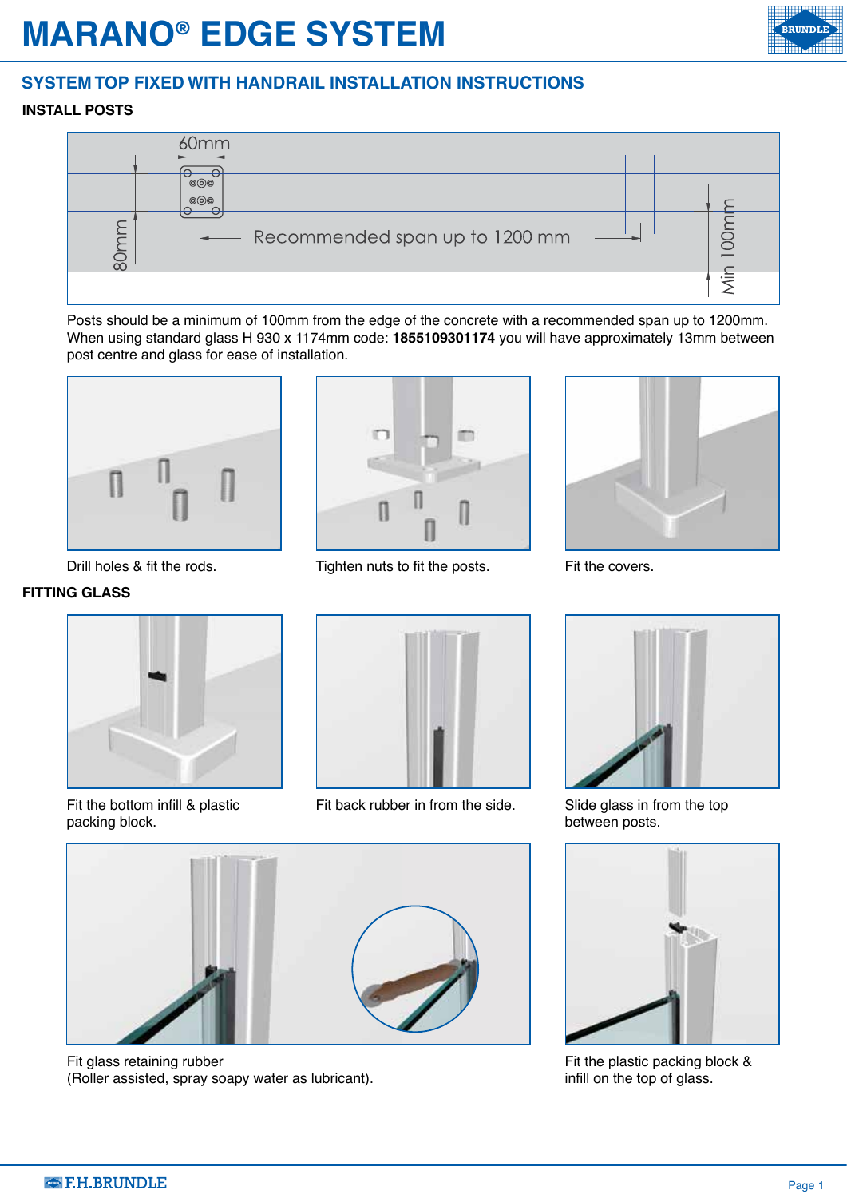# MARANO® EDGE SYSTEM

## SYSTEM TOP FIXED WITH HANDRAIL INSTALLATION INSTRUCTIONS

### INSTALL POSTS

60mm

80mm

Recommended span up to 1200 mm

Min 100mm

Posts should be a minimum of 100mm from the edge of the concrete with a recommended span up to 1200mm. When using standard glass H 930 x 1174mm code: **1855109301174** you will have approximately 13mm between post centre and glass for ease of installation.

Drill holes & fit the rods.

Tighten nuts to fit the posts.

Fit the covers.

### FITTING GLASS

Fit the bottom infill & plastic packing block.

Fit back rubber in from the side.

Slide glass in from the top between posts.

Fit glass retaining rubber
(Roller assisted, spray soapy water as lubricant).

Fit the plastic packing block & infill on the top of glass.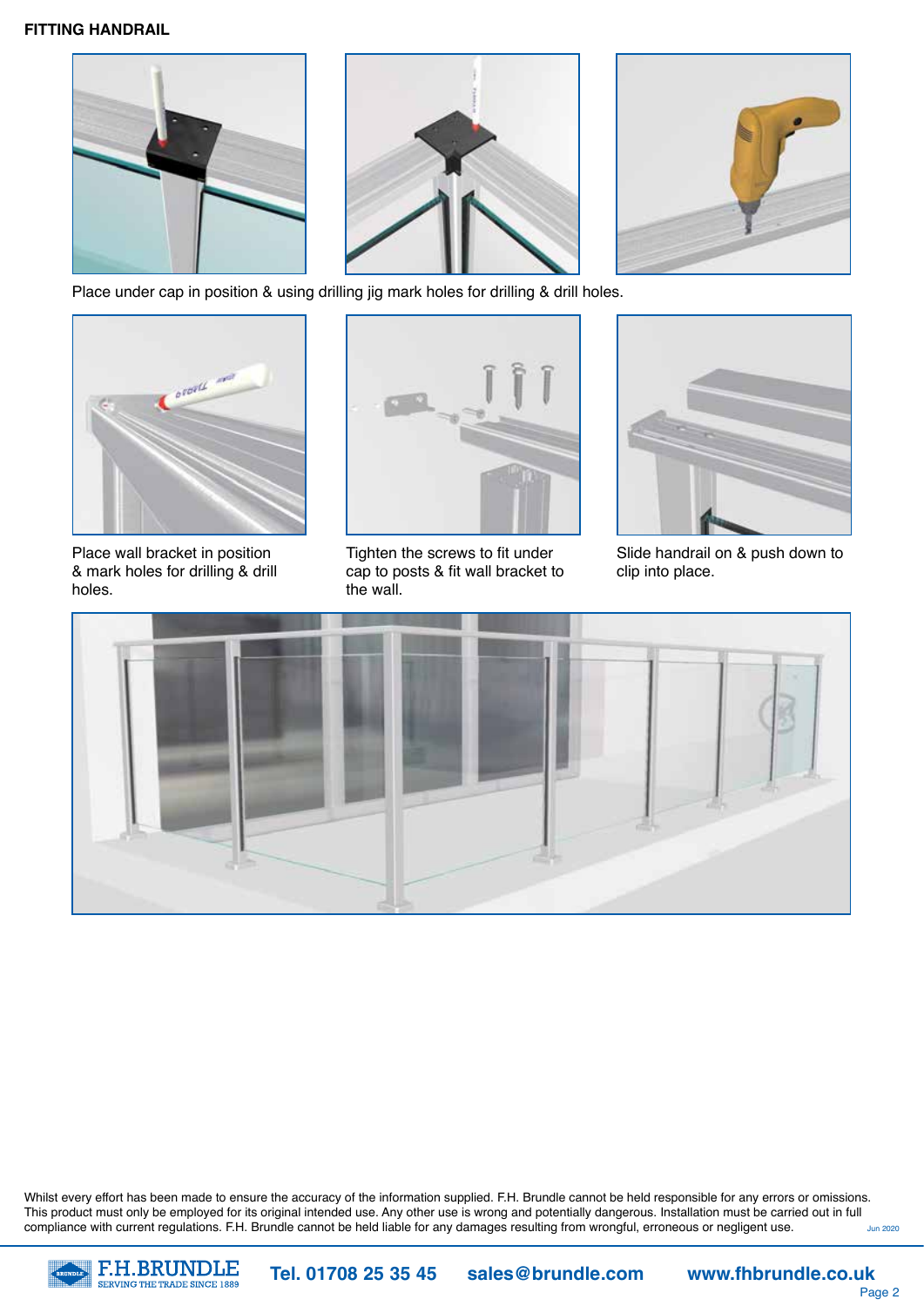**FITTING HANDRAIL**

Place under cap in position & using drilling jig mark holes for drilling & drill holes.

Place wall bracket in position & mark holes for drilling & drill holes.

Tighten the screws to fit under cap to posts & fit wall bracket to the wall.

Slide handrail on & push down to clip into place.

Whilst every effort has been made to ensure the accuracy of the information supplied. F.H. Brundle cannot be held responsible for any errors or omissions. This product must only be employed for its original intended use. Any other use is wrong and potentially dangerous. Installation must be carried out in full compliance with current regulations. F.H. Brundle cannot be held liable for any damages resulting from wrongful, erroneous or negligent use.

Jun 2020

F.H.BRUNDLE SERVING THE TRADE SINCE 1889 Tel. 01708 25 35 45 sales@brundle.com www.fhbrundle.co.uk